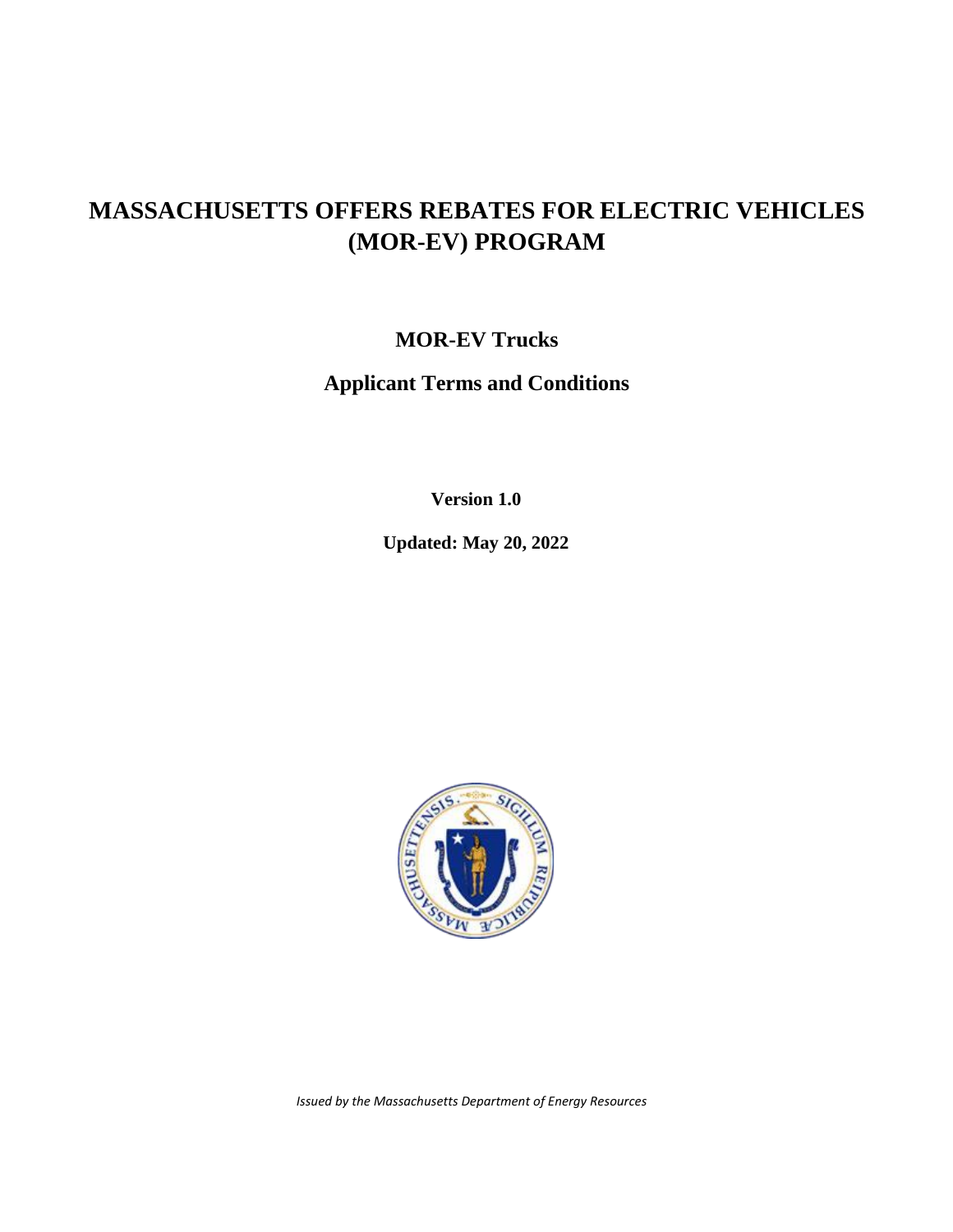# MASSACHUSETTS OFFERS REBATES FOR ELECTRIC VEHICLES (MOR-EV) PROGRAM

## MOR-EV Trucks

## Applicant Terms and Conditions

**Version 1.0**

**Updated: May 20, 2022**

*Issued by the Massachusetts Department of Energy Resources*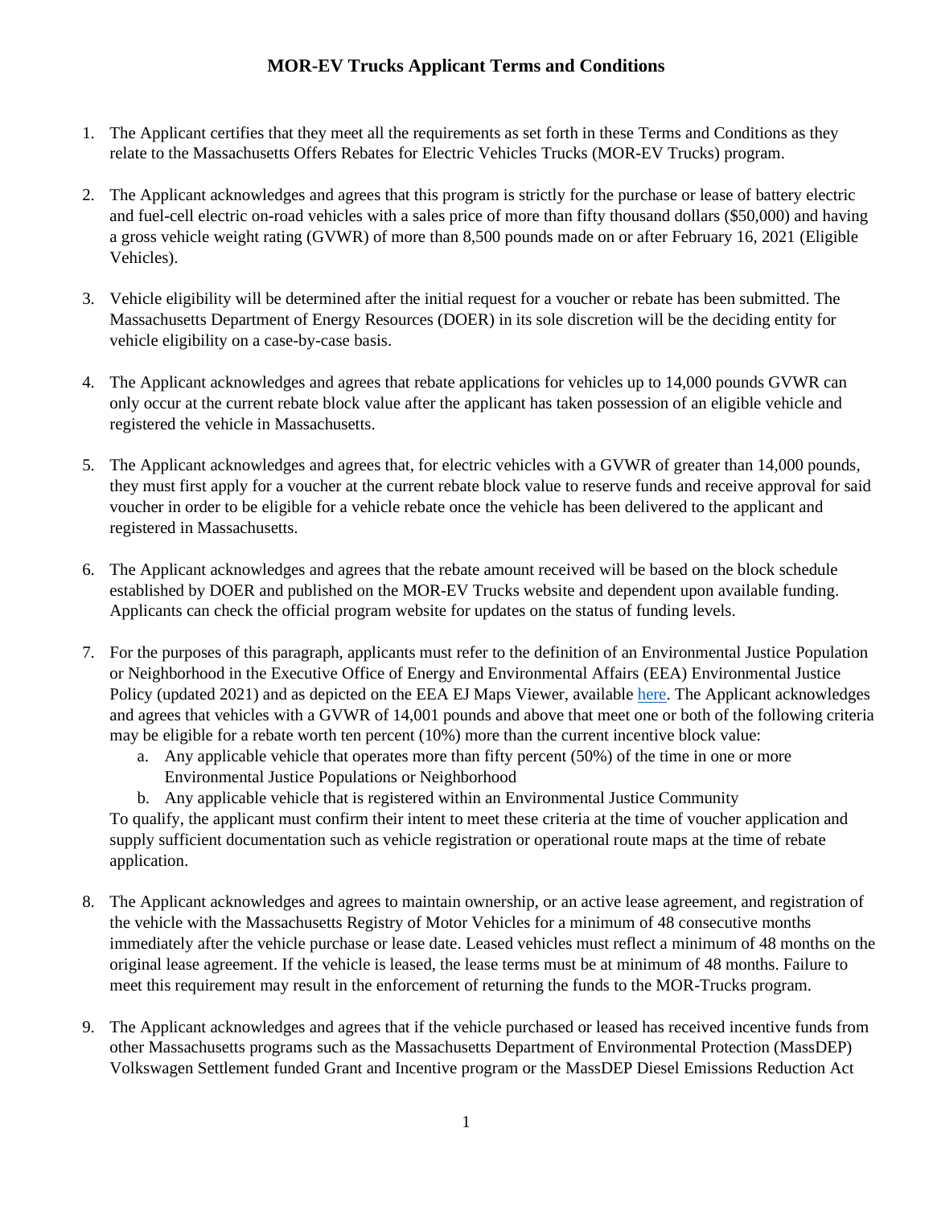# MOR-EV Trucks Applicant Terms and Conditions

1. The Applicant certifies that they meet all the requirements as set forth in these Terms and Conditions as they relate to the Massachusetts Offers Rebates for Electric Vehicles Trucks (MOR-EV Trucks) program.

2. The Applicant acknowledges and agrees that this program is strictly for the purchase or lease of battery electric and fuel-cell electric on-road vehicles with a sales price of more than fifty thousand dollars ($50,000) and having a gross vehicle weight rating (GVWR) of more than 8,500 pounds made on or after February 16, 2021 (Eligible Vehicles).

3. Vehicle eligibility will be determined after the initial request for a voucher or rebate has been submitted. The Massachusetts Department of Energy Resources (DOER) in its sole discretion will be the deciding entity for vehicle eligibility on a case-by-case basis.

4. The Applicant acknowledges and agrees that rebate applications for vehicles up to 14,000 pounds GVWR can only occur at the current rebate block value after the applicant has taken possession of an eligible vehicle and registered the vehicle in Massachusetts.

5. The Applicant acknowledges and agrees that, for electric vehicles with a GVWR of greater than 14,000 pounds, they must first apply for a voucher at the current rebate block value to reserve funds and receive approval for said voucher in order to be eligible for a vehicle rebate once the vehicle has been delivered to the applicant and registered in Massachusetts.

6. The Applicant acknowledges and agrees that the rebate amount received will be based on the block schedule established by DOER and published on the MOR-EV Trucks website and dependent upon available funding. Applicants can check the official program website for updates on the status of funding levels.

7. For the purposes of this paragraph, applicants must refer to the definition of an Environmental Justice Population or Neighborhood in the Executive Office of Energy and Environmental Affairs (EEA) Environmental Justice Policy (updated 2021) and as depicted on the EEA EJ Maps Viewer, available here. The Applicant acknowledges and agrees that vehicles with a GVWR of 14,001 pounds and above that meet one or both of the following criteria may be eligible for a rebate worth ten percent (10%) more than the current incentive block value:
   a. Any applicable vehicle that operates more than fifty percent (50%) of the time in one or more Environmental Justice Populations or Neighborhood
   b. Any applicable vehicle that is registered within an Environmental Justice Community

   To qualify, the applicant must confirm their intent to meet these criteria at the time of voucher application and supply sufficient documentation such as vehicle registration or operational route maps at the time of rebate application.

8. The Applicant acknowledges and agrees to maintain ownership, or an active lease agreement, and registration of the vehicle with the Massachusetts Registry of Motor Vehicles for a minimum of 48 consecutive months immediately after the vehicle purchase or lease date. Leased vehicles must reflect a minimum of 48 months on the original lease agreement. If the vehicle is leased, the lease terms must be at minimum of 48 months. Failure to meet this requirement may result in the enforcement of returning the funds to the MOR-Trucks program.

9. The Applicant acknowledges and agrees that if the vehicle purchased or leased has received incentive funds from other Massachusetts programs such as the Massachusetts Department of Environmental Protection (MassDEP) Volkswagen Settlement funded Grant and Incentive program or the MassDEP Diesel Emissions Reduction Act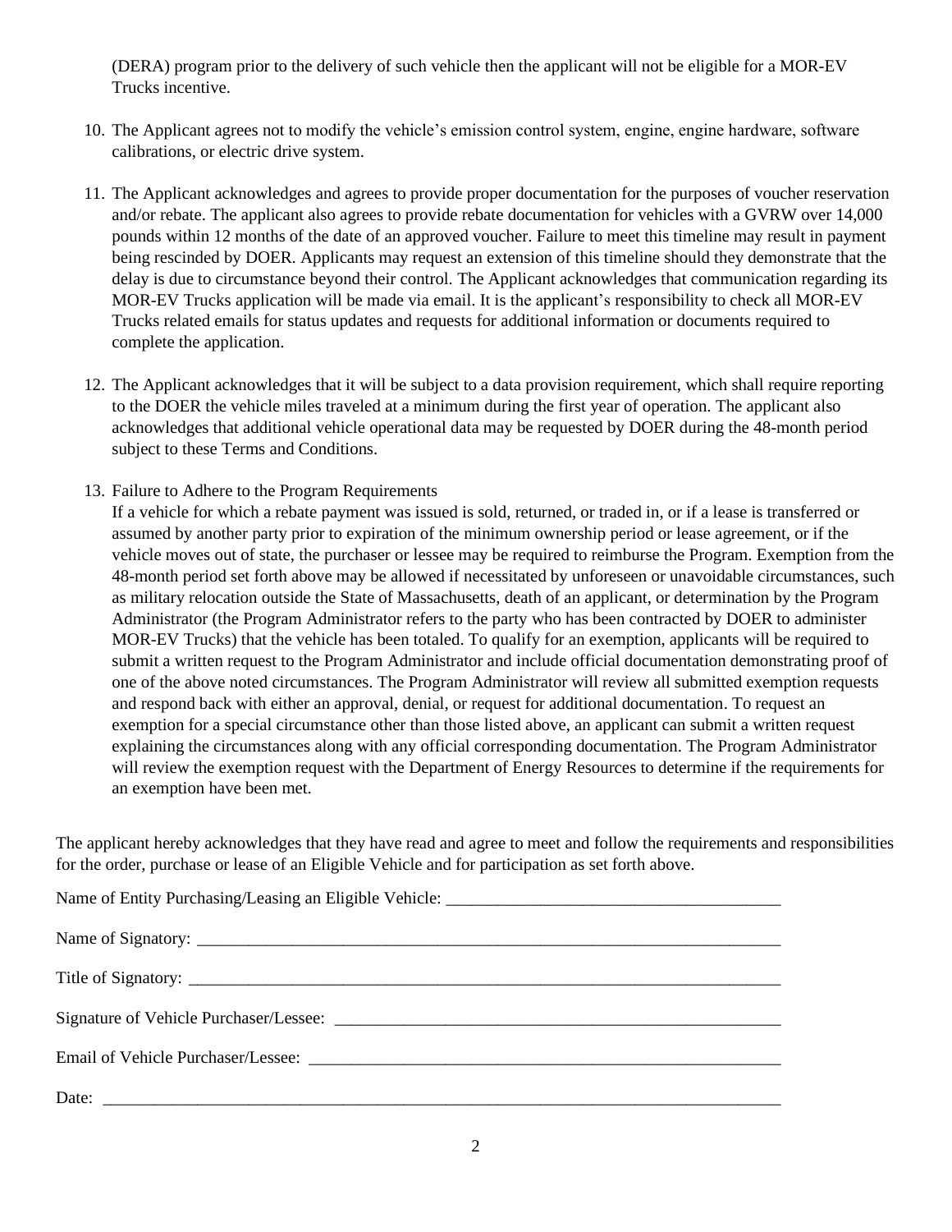(DERA) program prior to the delivery of such vehicle then the applicant will not be eligible for a MOR-EV Trucks incentive.

10. The Applicant agrees not to modify the vehicle's emission control system, engine, engine hardware, software calibrations, or electric drive system.

11. The Applicant acknowledges and agrees to provide proper documentation for the purposes of voucher reservation and/or rebate. The applicant also agrees to provide rebate documentation for vehicles with a GVRW over 14,000 pounds within 12 months of the date of an approved voucher. Failure to meet this timeline may result in payment being rescinded by DOER. Applicants may request an extension of this timeline should they demonstrate that the delay is due to circumstance beyond their control. The Applicant acknowledges that communication regarding its MOR-EV Trucks application will be made via email. It is the applicant's responsibility to check all MOR-EV Trucks related emails for status updates and requests for additional information or documents required to complete the application.

12. The Applicant acknowledges that it will be subject to a data provision requirement, which shall require reporting to the DOER the vehicle miles traveled at a minimum during the first year of operation. The applicant also acknowledges that additional vehicle operational data may be requested by DOER during the 48-month period subject to these Terms and Conditions.

13. Failure to Adhere to the Program Requirements
    If a vehicle for which a rebate payment was issued is sold, returned, or traded in, or if a lease is transferred or assumed by another party prior to expiration of the minimum ownership period or lease agreement, or if the vehicle moves out of state, the purchaser or lessee may be required to reimburse the Program. Exemption from the 48-month period set forth above may be allowed if necessitated by unforeseen or unavoidable circumstances, such as military relocation outside the State of Massachusetts, death of an applicant, or determination by the Program Administrator (the Program Administrator refers to the party who has been contracted by DOER to administer MOR-EV Trucks) that the vehicle has been totaled. To qualify for an exemption, applicants will be required to submit a written request to the Program Administrator and include official documentation demonstrating proof of one of the above noted circumstances. The Program Administrator will review all submitted exemption requests and respond back with either an approval, denial, or request for additional documentation. To request an exemption for a special circumstance other than those listed above, an applicant can submit a written request explaining the circumstances along with any official corresponding documentation. The Program Administrator will review the exemption request with the Department of Energy Resources to determine if the requirements for an exemption have been met.

The applicant hereby acknowledges that they have read and agree to meet and follow the requirements and responsibilities for the order, purchase or lease of an Eligible Vehicle and for participation as set forth above.

Name of Entity Purchasing/Leasing an Eligible Vehicle: ________________________________________

Name of Signatory: ________________________________________________________________________

Title of Signatory: ________________________________________________________________________

Signature of Vehicle Purchaser/Lessee: _____________________________________________________

Email of Vehicle Purchaser/Lessee: _________________________________________________________

Date: _________________________________________________________________________________